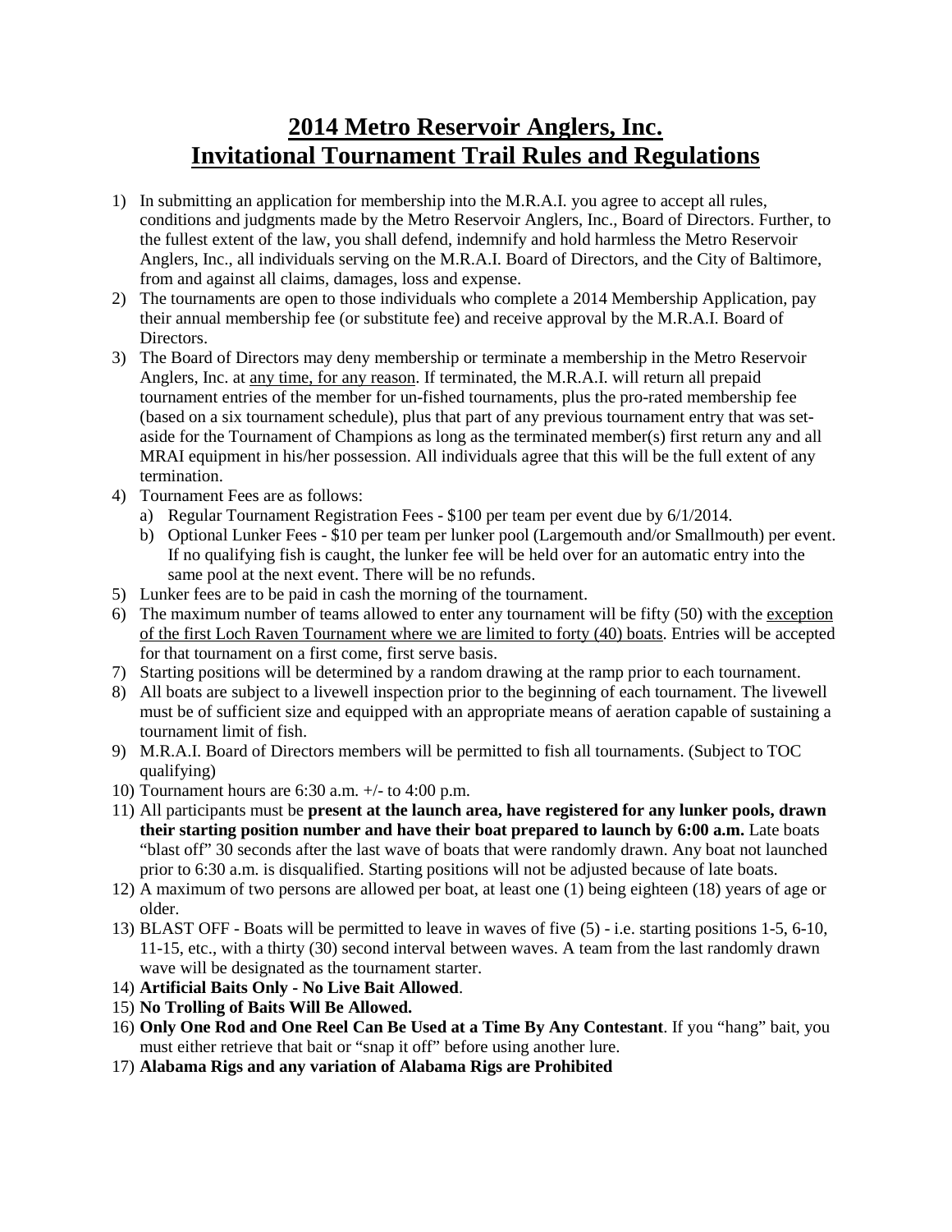# 2014 Metro Reservoir Anglers, Inc.
# Invitational Tournament Trail Rules and Regulations

1) In submitting an application for membership into the M.R.A.I. you agree to accept all rules, conditions and judgments made by the Metro Reservoir Anglers, Inc., Board of Directors. Further, to the fullest extent of the law, you shall defend, indemnify and hold harmless the Metro Reservoir Anglers, Inc., all individuals serving on the M.R.A.I. Board of Directors, and the City of Baltimore, from and against all claims, damages, loss and expense.
2) The tournaments are open to those individuals who complete a 2014 Membership Application, pay their annual membership fee (or substitute fee) and receive approval by the M.R.A.I. Board of Directors.
3) The Board of Directors may deny membership or terminate a membership in the Metro Reservoir Anglers, Inc. at <u>any time, for any reason</u>. If terminated, the M.R.A.I. will return all prepaid tournament entries of the member for un-fished tournaments, plus the pro-rated membership fee (based on a six tournament schedule), plus that part of any previous tournament entry that was set-aside for the Tournament of Champions as long as the terminated member(s) first return any and all MRAI equipment in his/her possession. All individuals agree that this will be the full extent of any termination.
4) Tournament Fees are as follows:
   a) Regular Tournament Registration Fees - $100 per team per event due by 6/1/2014.
   b) Optional Lunker Fees - $10 per team per lunker pool (Largemouth and/or Smallmouth) per event. If no qualifying fish is caught, the lunker fee will be held over for an automatic entry into the same pool at the next event. There will be no refunds.
5) Lunker fees are to be paid in cash the morning of the tournament.
6) The maximum number of teams allowed to enter any tournament will be fifty (50) with the <u>exception of the first Loch Raven Tournament where we are limited to forty (40) boats</u>. Entries will be accepted for that tournament on a first come, first serve basis.
7) Starting positions will be determined by a random drawing at the ramp prior to each tournament.
8) All boats are subject to a livewell inspection prior to the beginning of each tournament. The livewell must be of sufficient size and equipped with an appropriate means of aeration capable of sustaining a tournament limit of fish.
9) M.R.A.I. Board of Directors members will be permitted to fish all tournaments. (Subject to TOC qualifying)
10) Tournament hours are 6:30 a.m. +/- to 4:00 p.m.
11) All participants must be **present at the launch area, have registered for any lunker pools, drawn their starting position number and have their boat prepared to launch by 6:00 a.m.** Late boats "blast off" 30 seconds after the last wave of boats that were randomly drawn. Any boat not launched prior to 6:30 a.m. is disqualified. Starting positions will not be adjusted because of late boats.
12) A maximum of two persons are allowed per boat, at least one (1) being eighteen (18) years of age or older.
13) BLAST OFF - Boats will be permitted to leave in waves of five (5) - i.e. starting positions 1-5, 6-10, 11-15, etc., with a thirty (30) second interval between waves. A team from the last randomly drawn wave will be designated as the tournament starter.
14) **Artificial Baits Only - No Live Bait Allowed**.
15) **No Trolling of Baits Will Be Allowed.**
16) **Only One Rod and One Reel Can Be Used at a Time By Any Contestant**. If you "hang" bait, you must either retrieve that bait or "snap it off" before using another lure.
17) **Alabama Rigs and any variation of Alabama Rigs are Prohibited**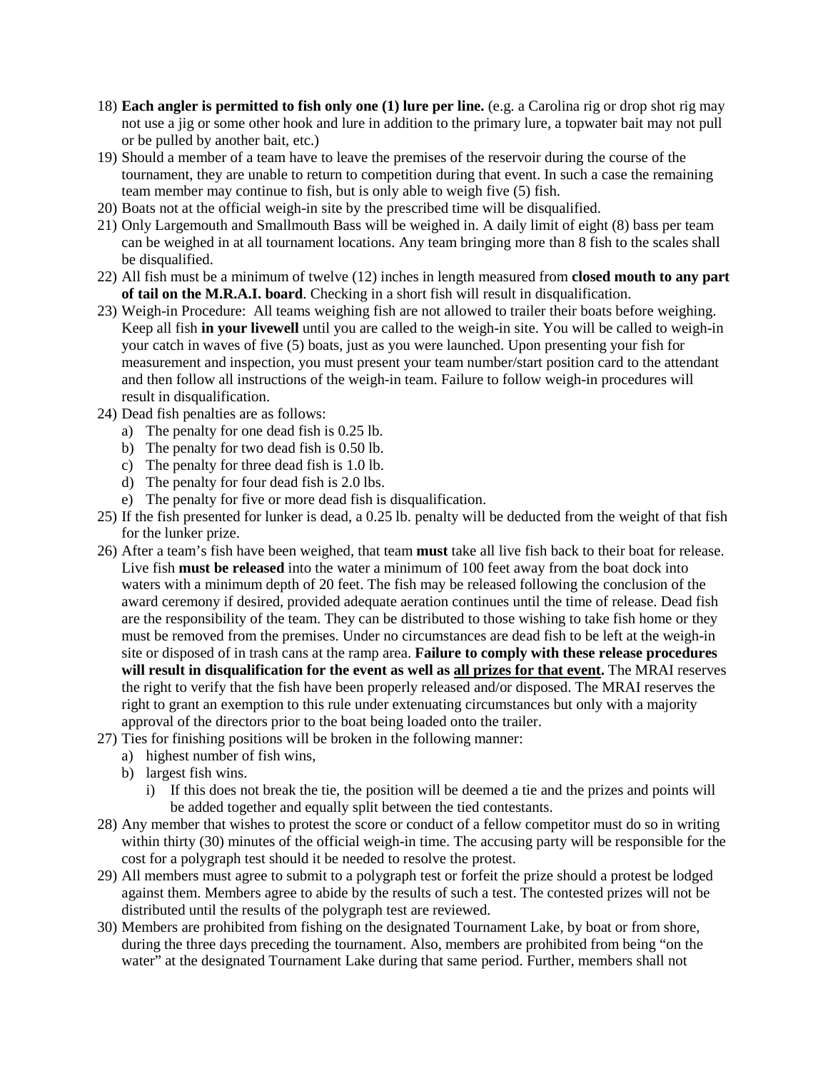18) **Each angler is permitted to fish only one (1) lure per line.** (e.g. a Carolina rig or drop shot rig may not use a jig or some other hook and lure in addition to the primary lure, a topwater bait may not pull or be pulled by another bait, etc.)
19) Should a member of a team have to leave the premises of the reservoir during the course of the tournament, they are unable to return to competition during that event. In such a case the remaining team member may continue to fish, but is only able to weigh five (5) fish.
20) Boats not at the official weigh-in site by the prescribed time will be disqualified.
21) Only Largemouth and Smallmouth Bass will be weighed in. A daily limit of eight (8) bass per team can be weighed in at all tournament locations. Any team bringing more than 8 fish to the scales shall be disqualified.
22) All fish must be a minimum of twelve (12) inches in length measured from **closed mouth to any part of tail on the M.R.A.I. board**. Checking in a short fish will result in disqualification.
23) Weigh-in Procedure: All teams weighing fish are not allowed to trailer their boats before weighing. Keep all fish **in your livewell** until you are called to the weigh-in site. You will be called to weigh-in your catch in waves of five (5) boats, just as you were launched. Upon presenting your fish for measurement and inspection, you must present your team number/start position card to the attendant and then follow all instructions of the weigh-in team. Failure to follow weigh-in procedures will result in disqualification.
24) Dead fish penalties are as follows:
    a) The penalty for one dead fish is 0.25 lb.
    b) The penalty for two dead fish is 0.50 lb.
    c) The penalty for three dead fish is 1.0 lb.
    d) The penalty for four dead fish is 2.0 lbs.
    e) The penalty for five or more dead fish is disqualification.
25) If the fish presented for lunker is dead, a 0.25 lb. penalty will be deducted from the weight of that fish for the lunker prize.
26) After a team's fish have been weighed, that team **must** take all live fish back to their boat for release. Live fish **must be released** into the water a minimum of 100 feet away from the boat dock into waters with a minimum depth of 20 feet. The fish may be released following the conclusion of the award ceremony if desired, provided adequate aeration continues until the time of release. Dead fish are the responsibility of the team. They can be distributed to those wishing to take fish home or they must be removed from the premises. Under no circumstances are dead fish to be left at the weigh-in site or disposed of in trash cans at the ramp area. **Failure to comply with these release procedures will result in disqualification for the event as well as <u>all prizes for that event</u>.** The MRAI reserves the right to verify that the fish have been properly released and/or disposed. The MRAI reserves the right to grant an exemption to this rule under extenuating circumstances but only with a majority approval of the directors prior to the boat being loaded onto the trailer.
27) Ties for finishing positions will be broken in the following manner:
    a) highest number of fish wins,
    b) largest fish wins.
        i) If this does not break the tie, the position will be deemed a tie and the prizes and points will be added together and equally split between the tied contestants.
28) Any member that wishes to protest the score or conduct of a fellow competitor must do so in writing within thirty (30) minutes of the official weigh-in time. The accusing party will be responsible for the cost for a polygraph test should it be needed to resolve the protest.
29) All members must agree to submit to a polygraph test or forfeit the prize should a protest be lodged against them. Members agree to abide by the results of such a test. The contested prizes will not be distributed until the results of the polygraph test are reviewed.
30) Members are prohibited from fishing on the designated Tournament Lake, by boat or from shore, during the three days preceding the tournament. Also, members are prohibited from being "on the water" at the designated Tournament Lake during that same period. Further, members shall not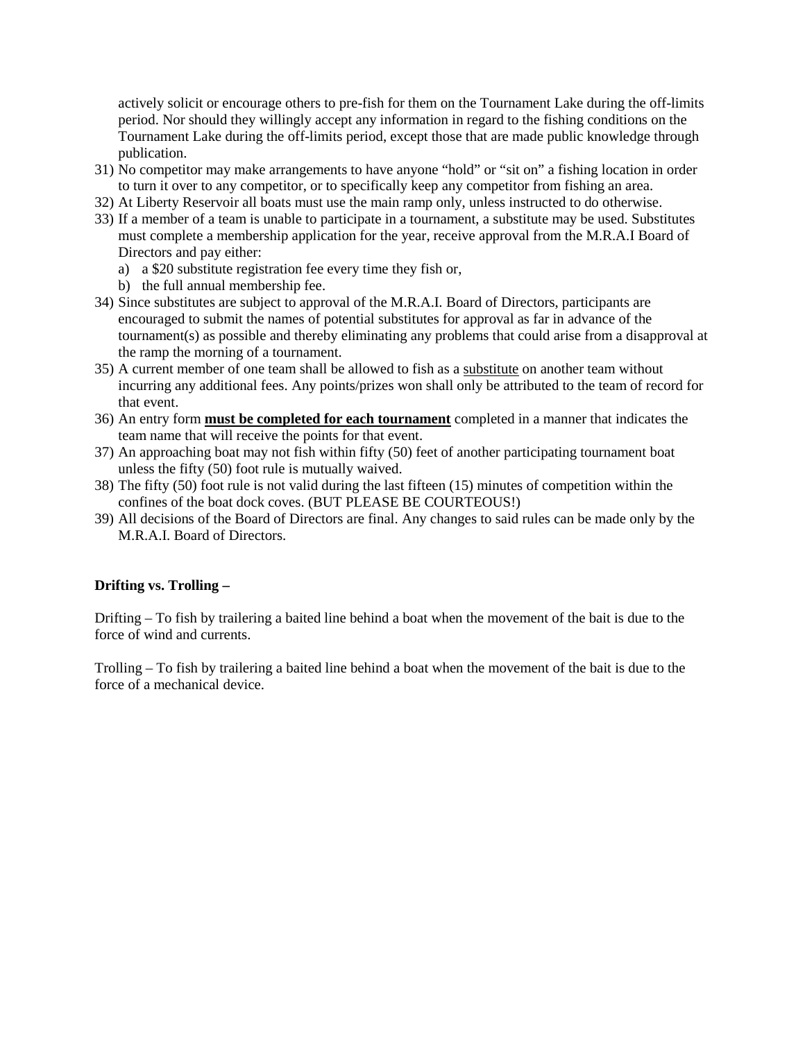actively solicit or encourage others to pre-fish for them on the Tournament Lake during the off-limits period. Nor should they willingly accept any information in regard to the fishing conditions on the Tournament Lake during the off-limits period, except those that are made public knowledge through publication.

31) No competitor may make arrangements to have anyone "hold" or "sit on" a fishing location in order to turn it over to any competitor, or to specifically keep any competitor from fishing an area.
32) At Liberty Reservoir all boats must use the main ramp only, unless instructed to do otherwise.
33) If a member of a team is unable to participate in a tournament, a substitute may be used. Substitutes must complete a membership application for the year, receive approval from the M.R.A.I Board of Directors and pay either:
    a) a $20 substitute registration fee every time they fish or,
    b) the full annual membership fee.
34) Since substitutes are subject to approval of the M.R.A.I. Board of Directors, participants are encouraged to submit the names of potential substitutes for approval as far in advance of the tournament(s) as possible and thereby eliminating any problems that could arise from a disapproval at the ramp the morning of a tournament.
35) A current member of one team shall be allowed to fish as a <u>substitute</u> on another team without incurring any additional fees. Any points/prizes won shall only be attributed to the team of record for that event.
36) An entry form **<u>must be completed for each tournament</u>** completed in a manner that indicates the team name that will receive the points for that event.
37) An approaching boat may not fish within fifty (50) feet of another participating tournament boat unless the fifty (50) foot rule is mutually waived.
38) The fifty (50) foot rule is not valid during the last fifteen (15) minutes of competition within the confines of the boat dock coves. (BUT PLEASE BE COURTEOUS!)
39) All decisions of the Board of Directors are final. Any changes to said rules can be made only by the M.R.A.I. Board of Directors.

**Drifting vs. Trolling –**

Drifting – To fish by trailering a baited line behind a boat when the movement of the bait is due to the force of wind and currents.

Trolling – To fish by trailering a baited line behind a boat when the movement of the bait is due to the force of a mechanical device.